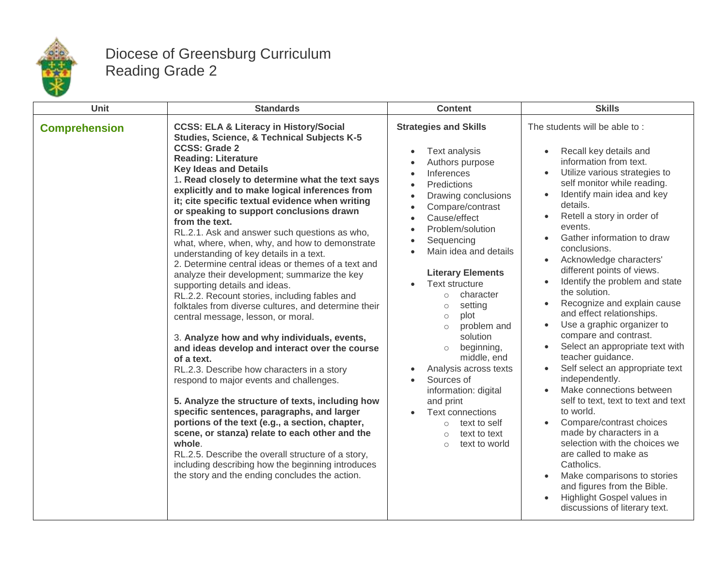# Diocese of Greensburg Curriculum
## Reading Grade 2

| Unit | Standards | Content | Skills |
|---|---|---|---|
| **Comprehension** | **CCSS: ELA & Literacy in History/Social Studies, Science, & Technical Subjects K-5**<br>**CCSS: Grade 2**<br>**Reading: Literature**<br>**Key Ideas and Details**<br>1**. Read closely to determine what the text says explicitly and to make logical inferences from it; cite specific textual evidence when writing or speaking to support conclusions drawn from the text.**<br>RL.2.1. Ask and answer such questions as who, what, where, when, why, and how to demonstrate understanding of key details in a text.<br>2. Determine central ideas or themes of a text and analyze their development; summarize the key supporting details and ideas.<br>RL.2.2. Recount stories, including fables and folktales from diverse cultures, and determine their central message, lesson, or moral.<br><br>3. **Analyze how and why individuals, events, and ideas develop and interact over the course of a text.**<br>RL.2.3. Describe how characters in a story respond to major events and challenges.<br><br>**5. Analyze the structure of texts, including how specific sentences, paragraphs, and larger portions of the text (e.g., a section, chapter, scene, or stanza) relate to each other and the whole**.<br>RL.2.5. Describe the overall structure of a story, including describing how the beginning introduces the story and the ending concludes the action. | **Strategies and Skills**<br><br>• Text analysis<br>• Authors purpose<br>• Inferences<br>• Predictions<br>• Drawing conclusions<br>• Compare/contrast<br>• Cause/effect<br>• Problem/solution<br>• Sequencing<br>• Main idea and details<br><br>**Literary Elements**<br>• Text structure<br>&nbsp;&nbsp;&nbsp;&nbsp;○ character<br>&nbsp;&nbsp;&nbsp;&nbsp;○ setting<br>&nbsp;&nbsp;&nbsp;&nbsp;○ plot<br>&nbsp;&nbsp;&nbsp;&nbsp;○ problem and solution<br>&nbsp;&nbsp;&nbsp;&nbsp;○ beginning, middle, end<br>• Analysis across texts<br>• Sources of information: digital and print<br>• Text connections<br>&nbsp;&nbsp;&nbsp;&nbsp;○ text to self<br>&nbsp;&nbsp;&nbsp;&nbsp;○ text to text<br>&nbsp;&nbsp;&nbsp;&nbsp;○ text to world | The students will be able to :<br><br>• Recall key details and information from text.<br>• Utilize various strategies to self monitor while reading.<br>• Identify main idea and key details.<br>• Retell a story in order of events.<br>• Gather information to draw conclusions.<br>• Acknowledge characters' different points of views.<br>• Identify the problem and state the solution.<br>• Recognize and explain cause and effect relationships.<br>• Use a graphic organizer to compare and contrast.<br>• Select an appropriate text with teacher guidance.<br>• Self select an appropriate text independently.<br>• Make connections between self to text, text to text and text to world.<br>• Compare/contrast choices made by characters in a selection with the choices we are called to make as Catholics.<br>• Make comparisons to stories and figures from the Bible.<br>• Highlight Gospel values in discussions of literary text. |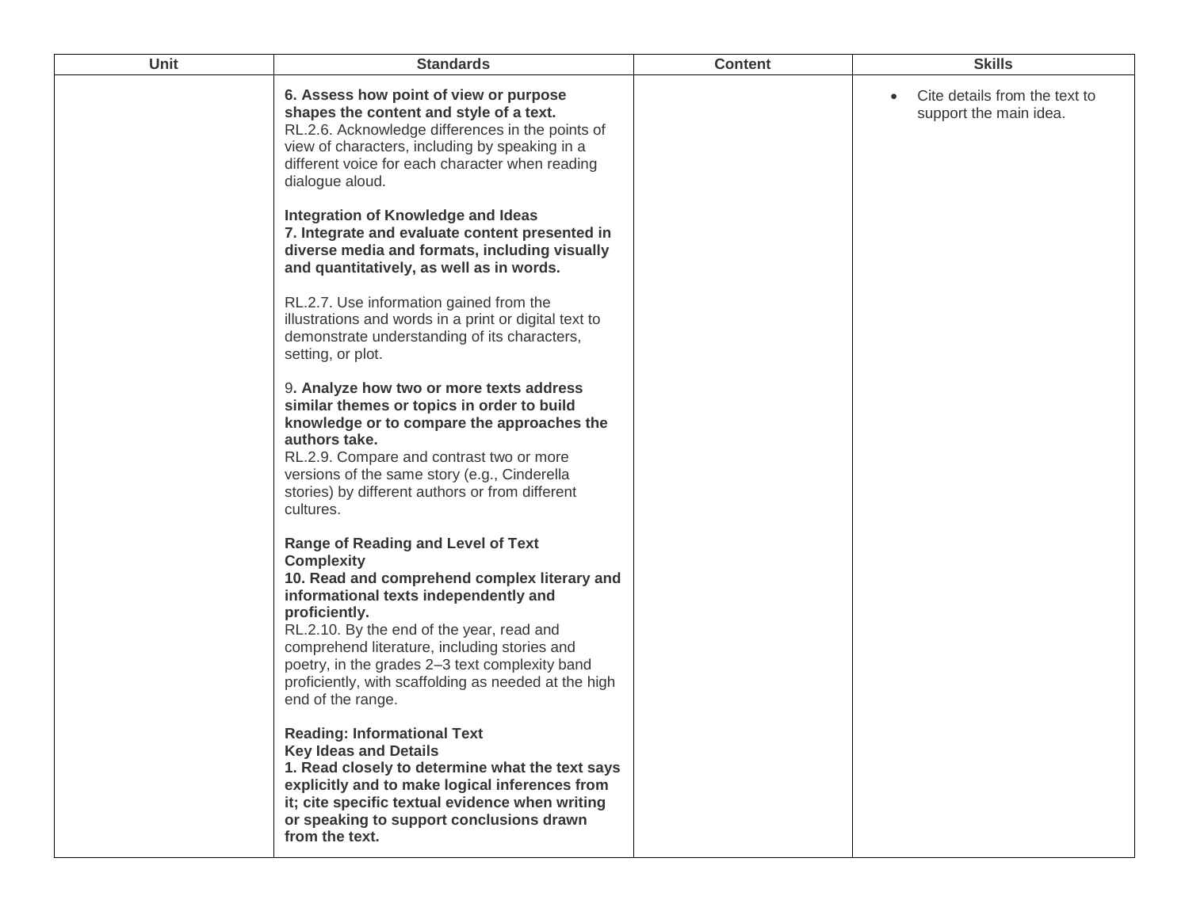| Unit | Standards | Content | Skills |
| --- | --- | --- | --- |
| | **6. Assess how point of view or purpose shapes the content and style of a text.**<br>RL.2.6. Acknowledge differences in the points of view of characters, including by speaking in a different voice for each character when reading dialogue aloud.<br><br>**Integration of Knowledge and Ideas**<br>**7. Integrate and evaluate content presented in diverse media and formats, including visually and quantitatively, as well as in words.**<br><br>RL.2.7. Use information gained from the illustrations and words in a print or digital text to demonstrate understanding of its characters, setting, or plot.<br><br>9**. Analyze how two or more texts address similar themes or topics in order to build knowledge or to compare the approaches the authors take.**<br>RL.2.9. Compare and contrast two or more versions of the same story (e.g., Cinderella stories) by different authors or from different cultures.<br><br>**Range of Reading and Level of Text Complexity**<br>**10. Read and comprehend complex literary and informational texts independently and proficiently.**<br>RL.2.10. By the end of the year, read and comprehend literature, including stories and poetry, in the grades 2–3 text complexity band proficiently, with scaffolding as needed at the high end of the range.<br><br>**Reading: Informational Text**<br>**Key Ideas and Details**<br>**1. Read closely to determine what the text says explicitly and to make logical inferences from it; cite specific textual evidence when writing or speaking to support conclusions drawn from the text.** | | • Cite details from the text to support the main idea. |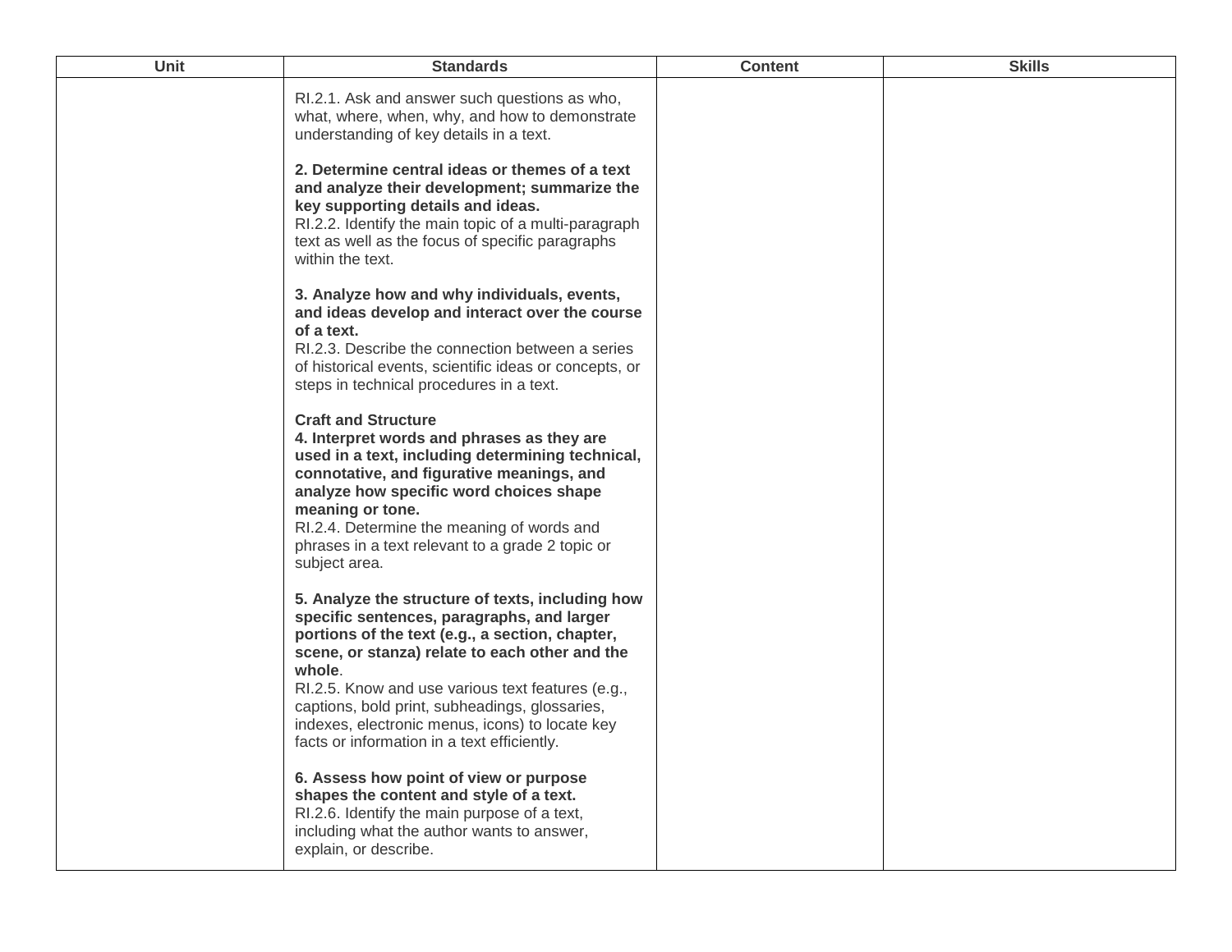| Unit | Standards | Content | Skills |
| --- | --- | --- | --- |
| | RI.2.1. Ask and answer such questions as who, what, where, when, why, and how to demonstrate understanding of key details in a text.<br><br>**2. Determine central ideas or themes of a text and analyze their development; summarize the key supporting details and ideas.**<br>RI.2.2. Identify the main topic of a multi-paragraph text as well as the focus of specific paragraphs within the text.<br><br>**3. Analyze how and why individuals, events, and ideas develop and interact over the course of a text.**<br>RI.2.3. Describe the connection between a series of historical events, scientific ideas or concepts, or steps in technical procedures in a text.<br><br>**Craft and Structure**<br>**4. Interpret words and phrases as they are used in a text, including determining technical, connotative, and figurative meanings, and analyze how specific word choices shape meaning or tone.**<br>RI.2.4. Determine the meaning of words and phrases in a text relevant to a grade 2 topic or subject area.<br><br>**5. Analyze the structure of texts, including how specific sentences, paragraphs, and larger portions of the text (e.g., a section, chapter, scene, or stanza) relate to each other and the whole**.<br>RI.2.5. Know and use various text features (e.g., captions, bold print, subheadings, glossaries, indexes, electronic menus, icons) to locate key facts or information in a text efficiently.<br><br>**6. Assess how point of view or purpose shapes the content and style of a text.**<br>RI.2.6. Identify the main purpose of a text, including what the author wants to answer, explain, or describe. | | |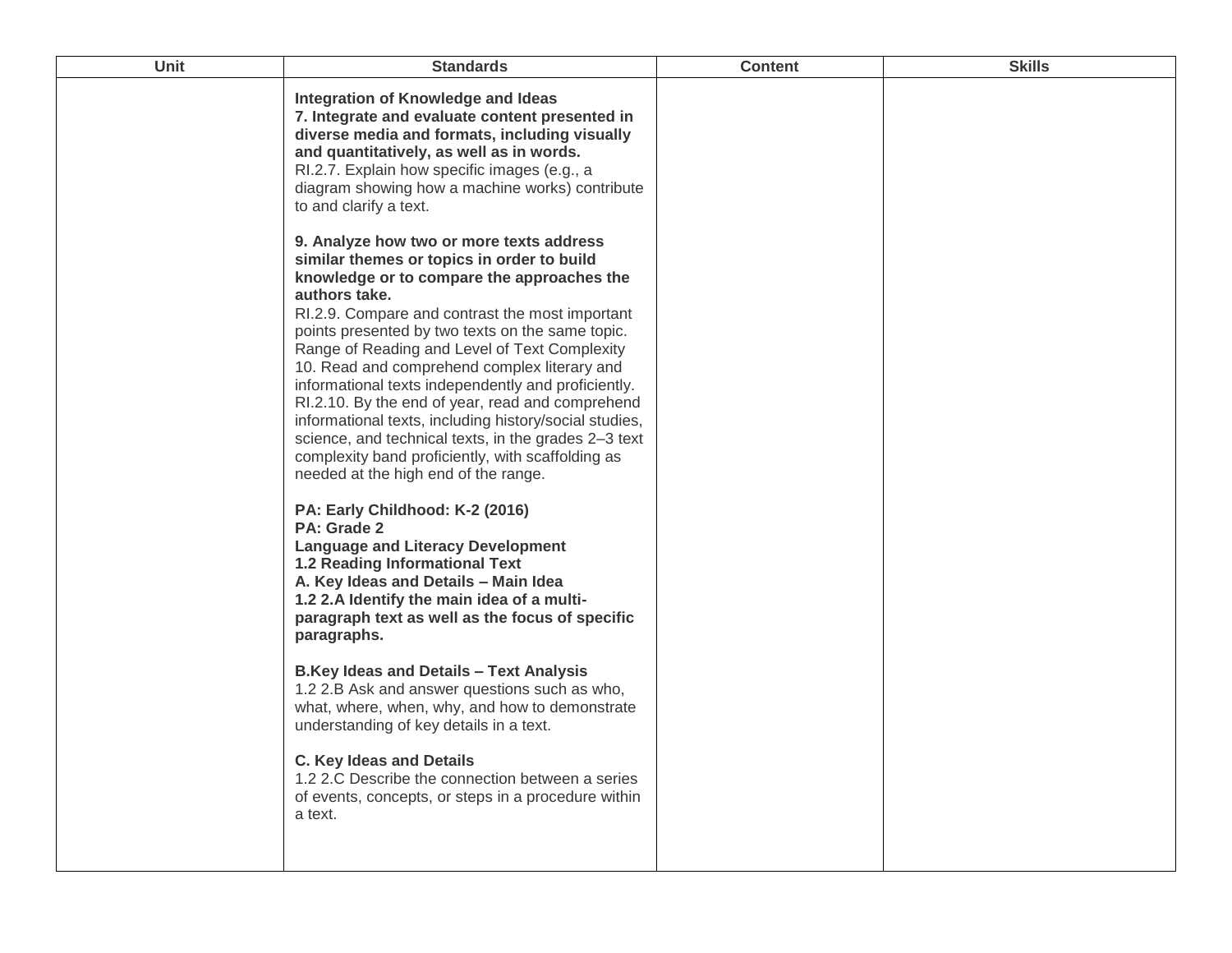| Unit | Standards | Content | Skills |
| --- | --- | --- | --- |
| | **Integration of Knowledge and Ideas**<br>**7. Integrate and evaluate content presented in diverse media and formats, including visually and quantitatively, as well as in words.**<br>RI.2.7. Explain how specific images (e.g., a diagram showing how a machine works) contribute to and clarify a text.<br><br>**9. Analyze how two or more texts address similar themes or topics in order to build knowledge or to compare the approaches the authors take.**<br>RI.2.9. Compare and contrast the most important points presented by two texts on the same topic.<br>Range of Reading and Level of Text Complexity<br>10. Read and comprehend complex literary and informational texts independently and proficiently.<br>RI.2.10. By the end of year, read and comprehend informational texts, including history/social studies, science, and technical texts, in the grades 2–3 text complexity band proficiently, with scaffolding as needed at the high end of the range.<br><br>**PA: Early Childhood: K-2 (2016)**<br>**PA: Grade 2**<br>**Language and Literacy Development**<br>**1.2 Reading Informational Text**<br>**A. Key Ideas and Details – Main Idea**<br>**1.2 2.A Identify the main idea of a multi-paragraph text as well as the focus of specific paragraphs.**<br><br>**B.Key Ideas and Details – Text Analysis**<br>1.2 2.B Ask and answer questions such as who, what, where, when, why, and how to demonstrate understanding of key details in a text.<br><br>**C. Key Ideas and Details**<br>1.2 2.C Describe the connection between a series of events, concepts, or steps in a procedure within a text. | | |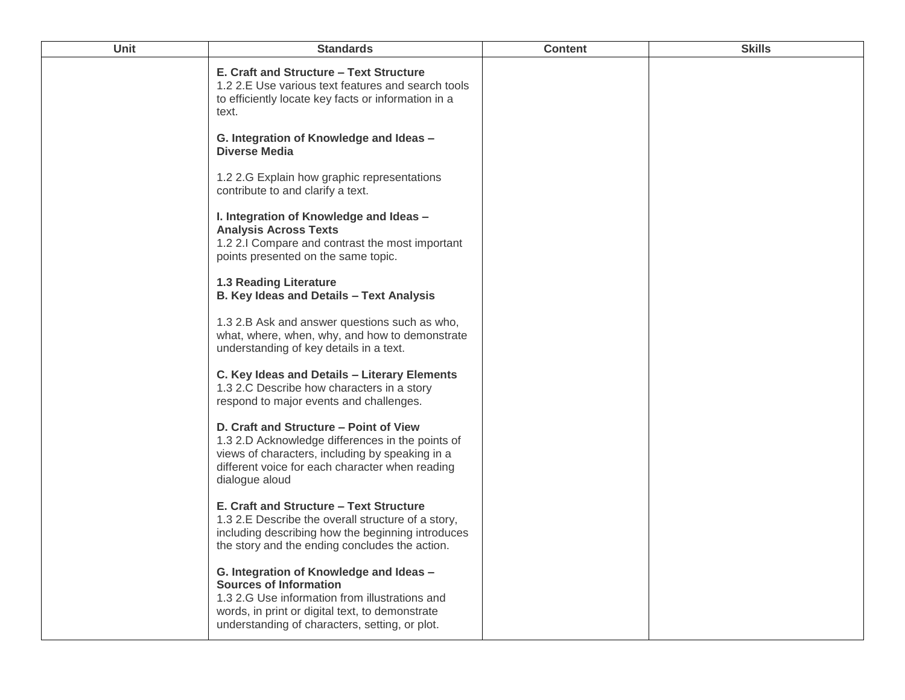| Unit | Standards | Content | Skills |
| --- | --- | --- | --- |
| | **E. Craft and Structure – Text Structure**<br>1.2 2.E Use various text features and search tools to efficiently locate key facts or information in a text.<br><br>**G. Integration of Knowledge and Ideas – Diverse Media**<br><br>1.2 2.G Explain how graphic representations contribute to and clarify a text.<br><br>**I. Integration of Knowledge and Ideas – Analysis Across Texts**<br>1.2 2.I Compare and contrast the most important points presented on the same topic.<br><br>**1.3 Reading Literature**<br>**B. Key Ideas and Details – Text Analysis**<br><br>1.3 2.B Ask and answer questions such as who, what, where, when, why, and how to demonstrate understanding of key details in a text.<br><br>**C. Key Ideas and Details – Literary Elements**<br>1.3 2.C Describe how characters in a story respond to major events and challenges.<br><br>**D. Craft and Structure – Point of View**<br>1.3 2.D Acknowledge differences in the points of views of characters, including by speaking in a different voice for each character when reading dialogue aloud<br><br>**E. Craft and Structure – Text Structure**<br>1.3 2.E Describe the overall structure of a story, including describing how the beginning introduces the story and the ending concludes the action.<br><br>**G. Integration of Knowledge and Ideas – Sources of Information**<br>1.3 2.G Use information from illustrations and words, in print or digital text, to demonstrate understanding of characters, setting, or plot. | | |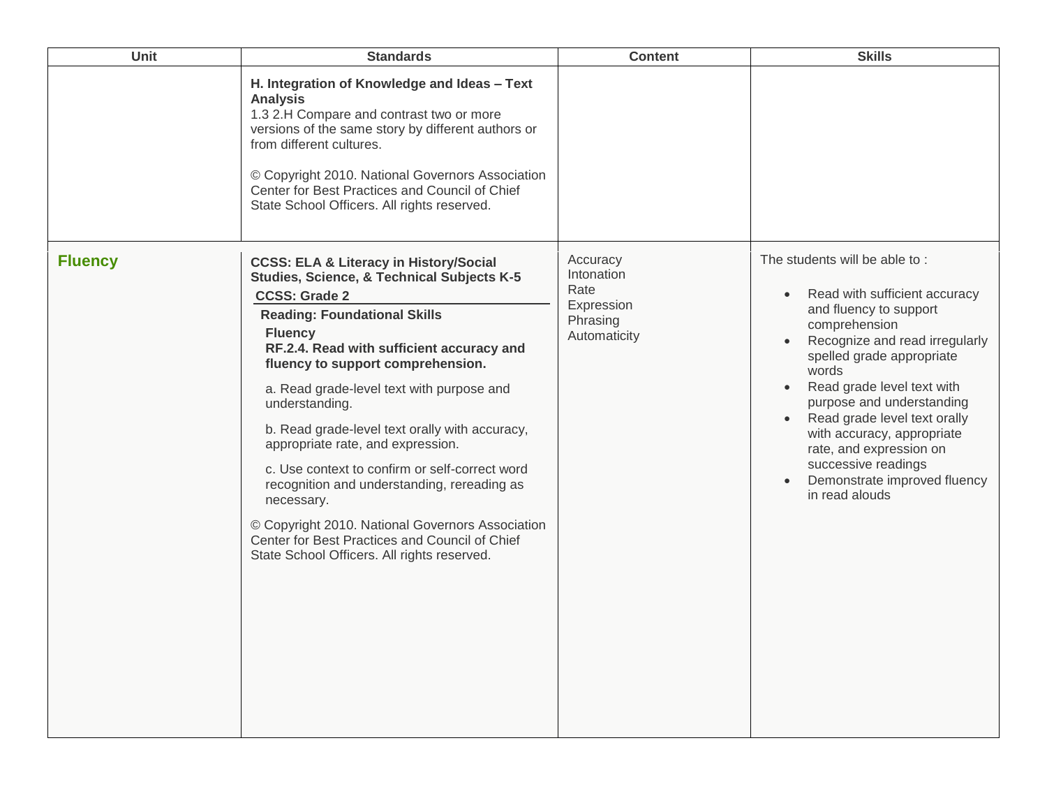| Unit | Standards | Content | Skills |
|---|---|---|---|
| | **H. Integration of Knowledge and Ideas – Text Analysis**<br>1.3 2.H Compare and contrast two or more versions of the same story by different authors or from different cultures.<br><br>© Copyright 2010. National Governors Association Center for Best Practices and Council of Chief State School Officers. All rights reserved. | | |
| **Fluency** | **CCSS: ELA & Literacy in History/Social Studies, Science, & Technical Subjects K-5**<br>**CCSS: Grade 2**<br>**Reading: Foundational Skills**<br>**Fluency**<br>**RF.2.4. Read with sufficient accuracy and fluency to support comprehension.**<br>a. Read grade-level text with purpose and understanding.<br>b. Read grade-level text orally with accuracy, appropriate rate, and expression.<br>c. Use context to confirm or self-correct word recognition and understanding, rereading as necessary.<br>© Copyright 2010. National Governors Association Center for Best Practices and Council of Chief State School Officers. All rights reserved. | Accuracy<br>Intonation<br>Rate<br>Expression<br>Phrasing<br>Automaticity | The students will be able to :<br>• Read with sufficient accuracy and fluency to support comprehension<br>• Recognize and read irregularly spelled grade appropriate words<br>• Read grade level text with purpose and understanding<br>• Read grade level text orally with accuracy, appropriate rate, and expression on successive readings<br>• Demonstrate improved fluency in read alouds |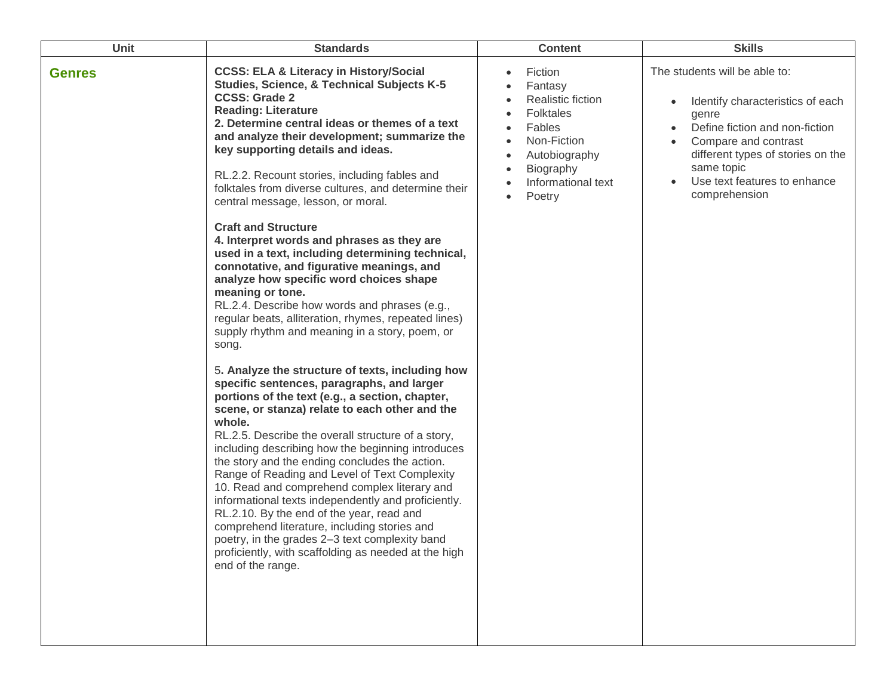| Unit | Standards | Content | Skills |
| --- | --- | --- | --- |
| **Genres** | **CCSS: ELA & Literacy in History/Social Studies, Science, & Technical Subjects K-5**<br>**CCSS: Grade 2**<br>**Reading: Literature**<br>**2. Determine central ideas or themes of a text and analyze their development; summarize the key supporting details and ideas.**<br><br>RL.2.2. Recount stories, including fables and folktales from diverse cultures, and determine their central message, lesson, or moral.<br><br>**Craft and Structure**<br>**4. Interpret words and phrases as they are used in a text, including determining technical, connotative, and figurative meanings, and analyze how specific word choices shape meaning or tone.**<br>RL.2.4. Describe how words and phrases (e.g., regular beats, alliteration, rhymes, repeated lines) supply rhythm and meaning in a story, poem, or song.<br><br>5**. Analyze the structure of texts, including how specific sentences, paragraphs, and larger portions of the text (e.g., a section, chapter, scene, or stanza) relate to each other and the whole.**<br>RL.2.5. Describe the overall structure of a story, including describing how the beginning introduces the story and the ending concludes the action.<br>Range of Reading and Level of Text Complexity<br>10. Read and comprehend complex literary and informational texts independently and proficiently.<br>RL.2.10. By the end of the year, read and comprehend literature, including stories and poetry, in the grades 2–3 text complexity band proficiently, with scaffolding as needed at the high end of the range. | • Fiction<br>• Fantasy<br>• Realistic fiction<br>• Folktales<br>• Fables<br>• Non-Fiction<br>• Autobiography<br>• Biography<br>• Informational text<br>• Poetry | The students will be able to:<br><br>• Identify characteristics of each genre<br>• Define fiction and non-fiction<br>• Compare and contrast different types of stories on the same topic<br>• Use text features to enhance comprehension |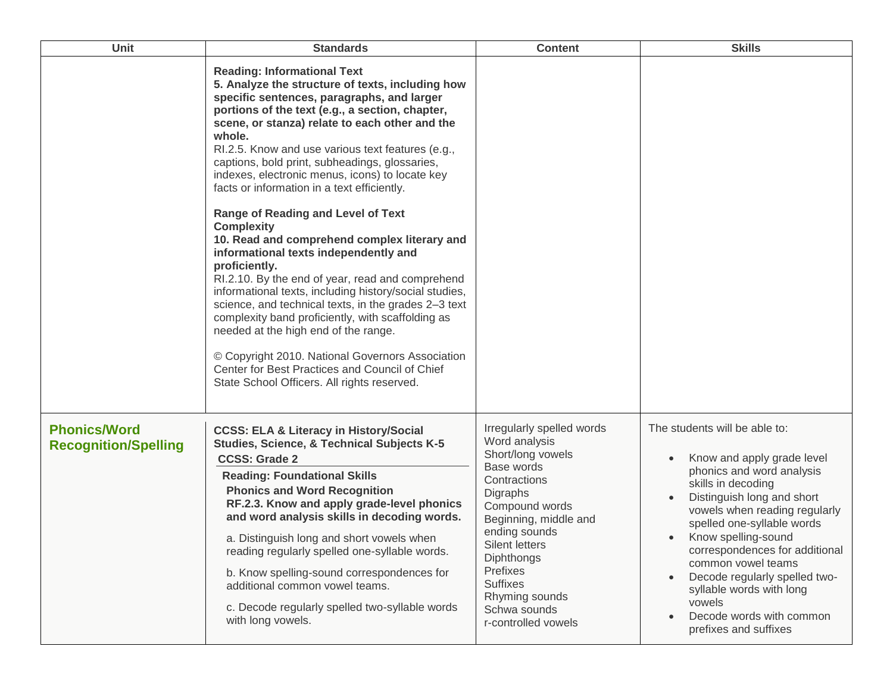| Unit | Standards | Content | Skills |
|---|---|---|---|
| | **Reading: Informational Text**<br>**5. Analyze the structure of texts, including how specific sentences, paragraphs, and larger portions of the text (e.g., a section, chapter, scene, or stanza) relate to each other and the whole.**<br>RI.2.5. Know and use various text features (e.g., captions, bold print, subheadings, glossaries, indexes, electronic menus, icons) to locate key facts or information in a text efficiently.<br><br>**Range of Reading and Level of Text Complexity**<br>**10. Read and comprehend complex literary and informational texts independently and proficiently.**<br>RI.2.10. By the end of year, read and comprehend informational texts, including history/social studies, science, and technical texts, in the grades 2–3 text complexity band proficiently, with scaffolding as needed at the high end of the range.<br><br>© Copyright 2010. National Governors Association Center for Best Practices and Council of Chief State School Officers. All rights reserved. | | |
| **Phonics/Word Recognition/Spelling** | **CCSS: ELA & Literacy in History/Social Studies, Science, & Technical Subjects K-5**<br>**CCSS: Grade 2**<br>**Reading: Foundational Skills**<br>**Phonics and Word Recognition**<br>**RF.2.3. Know and apply grade-level phonics and word analysis skills in decoding words.**<br>a. Distinguish long and short vowels when reading regularly spelled one-syllable words.<br>b. Know spelling-sound correspondences for additional common vowel teams.<br>c. Decode regularly spelled two-syllable words with long vowels. | Irregularly spelled words<br>Word analysis<br>Short/long vowels<br>Base words<br>Contractions<br>Digraphs<br>Compound words<br>Beginning, middle and ending sounds<br>Silent letters<br>Diphthongs<br>Prefixes<br>Suffixes<br>Rhyming sounds<br>Schwa sounds<br>r-controlled vowels | The students will be able to:<br>• Know and apply grade level phonics and word analysis skills in decoding<br>• Distinguish long and short vowels when reading regularly spelled one-syllable words<br>• Know spelling-sound correspondences for additional common vowel teams<br>• Decode regularly spelled two-syllable words with long vowels<br>• Decode words with common prefixes and suffixes |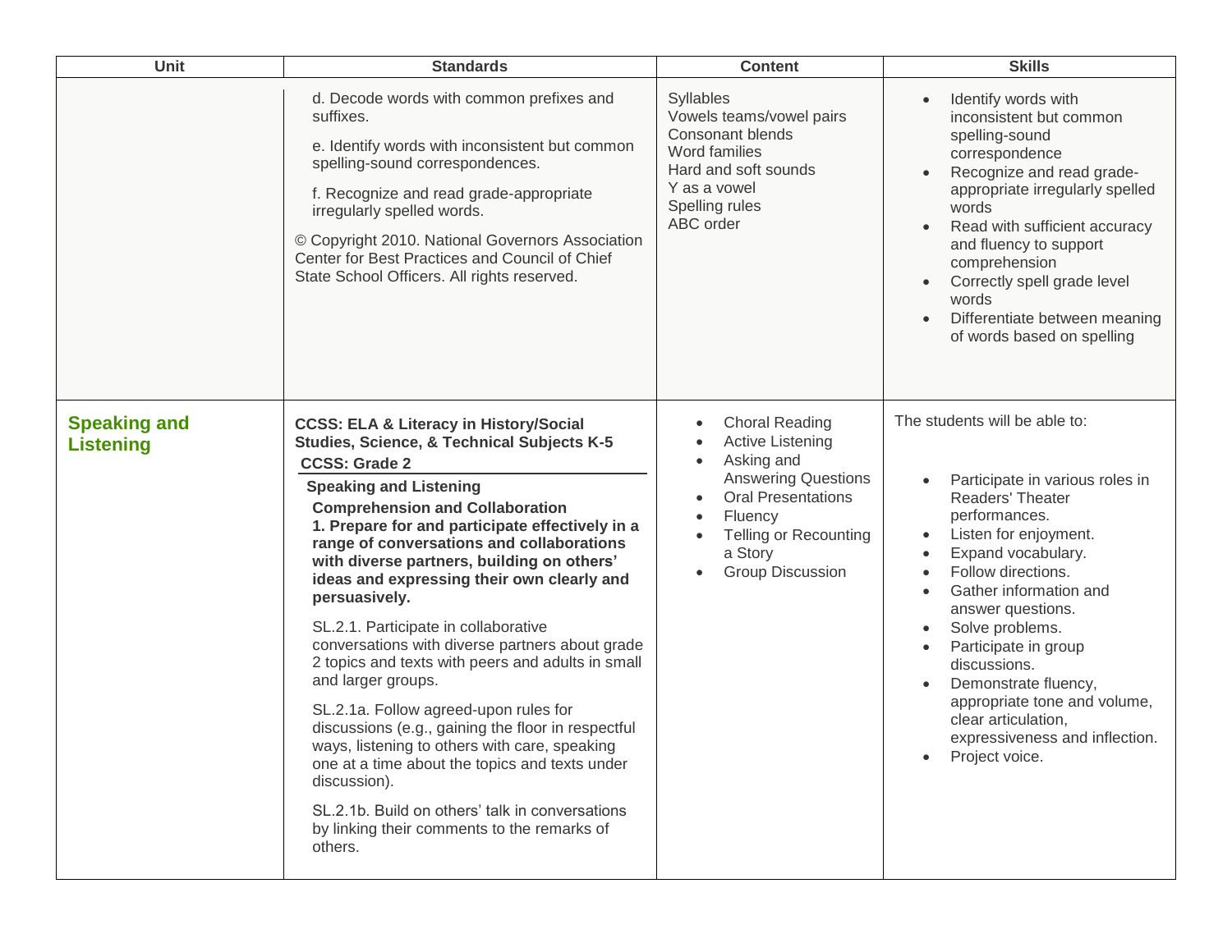| Unit | Standards | Content | Skills |
|---|---|---|---|
| | d. Decode words with common prefixes and suffixes.<br><br>e. Identify words with inconsistent but common spelling-sound correspondences.<br><br>f. Recognize and read grade-appropriate irregularly spelled words.<br><br>© Copyright 2010. National Governors Association Center for Best Practices and Council of Chief State School Officers. All rights reserved. | Syllables<br>Vowels teams/vowel pairs<br>Consonant blends<br>Word families<br>Hard and soft sounds<br>Y as a vowel<br>Spelling rules<br>ABC order | • Identify words with inconsistent but common spelling-sound correspondence<br>• Recognize and read grade-appropriate irregularly spelled words<br>• Read with sufficient accuracy and fluency to support comprehension<br>• Correctly spell grade level words<br>• Differentiate between meaning of words based on spelling |
| **Speaking and Listening** | **CCSS: ELA & Literacy in History/Social Studies, Science, & Technical Subjects K-5**<br>**CCSS: Grade 2**<br>**Speaking and Listening**<br>**Comprehension and Collaboration**<br>**1. Prepare for and participate effectively in a range of conversations and collaborations with diverse partners, building on others' ideas and expressing their own clearly and persuasively.**<br><br>SL.2.1. Participate in collaborative conversations with diverse partners about grade 2 topics and texts with peers and adults in small and larger groups.<br><br>SL.2.1a. Follow agreed-upon rules for discussions (e.g., gaining the floor in respectful ways, listening to others with care, speaking one at a time about the topics and texts under discussion).<br><br>SL.2.1b. Build on others' talk in conversations by linking their comments to the remarks of others. | • Choral Reading<br>• Active Listening<br>• Asking and Answering Questions<br>• Oral Presentations<br>• Fluency<br>• Telling or Recounting a Story<br>• Group Discussion | The students will be able to:<br><br>• Participate in various roles in Readers' Theater performances.<br>• Listen for enjoyment.<br>• Expand vocabulary.<br>• Follow directions.<br>• Gather information and answer questions.<br>• Solve problems.<br>• Participate in group discussions.<br>• Demonstrate fluency, appropriate tone and volume, clear articulation, expressiveness and inflection.<br>• Project voice. |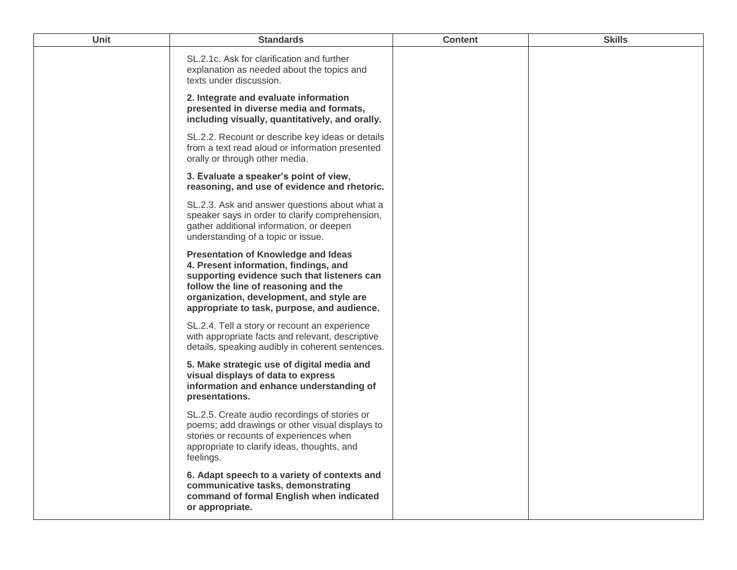| Unit | Standards | Content | Skills |
|---|---|---|---|
| | SL.2.1c. Ask for clarification and further explanation as needed about the topics and texts under discussion.<br><br>**2. Integrate and evaluate information presented in diverse media and formats, including visually, quantitatively, and orally.**<br><br>SL.2.2. Recount or describe key ideas or details from a text read aloud or information presented orally or through other media.<br><br>**3. Evaluate a speaker's point of view, reasoning, and use of evidence and rhetoric.**<br><br>SL.2.3. Ask and answer questions about what a speaker says in order to clarify comprehension, gather additional information, or deepen understanding of a topic or issue.<br><br>**Presentation of Knowledge and Ideas**<br>**4. Present information, findings, and supporting evidence such that listeners can follow the line of reasoning and the organization, development, and style are appropriate to task, purpose, and audience.**<br><br>SL.2.4. Tell a story or recount an experience with appropriate facts and relevant, descriptive details, speaking audibly in coherent sentences.<br><br>**5. Make strategic use of digital media and visual displays of data to express information and enhance understanding of presentations.**<br><br>SL.2.5. Create audio recordings of stories or poems; add drawings or other visual displays to stories or recounts of experiences when appropriate to clarify ideas, thoughts, and feelings.<br><br>**6. Adapt speech to a variety of contexts and communicative tasks, demonstrating command of formal English when indicated or appropriate.** | | |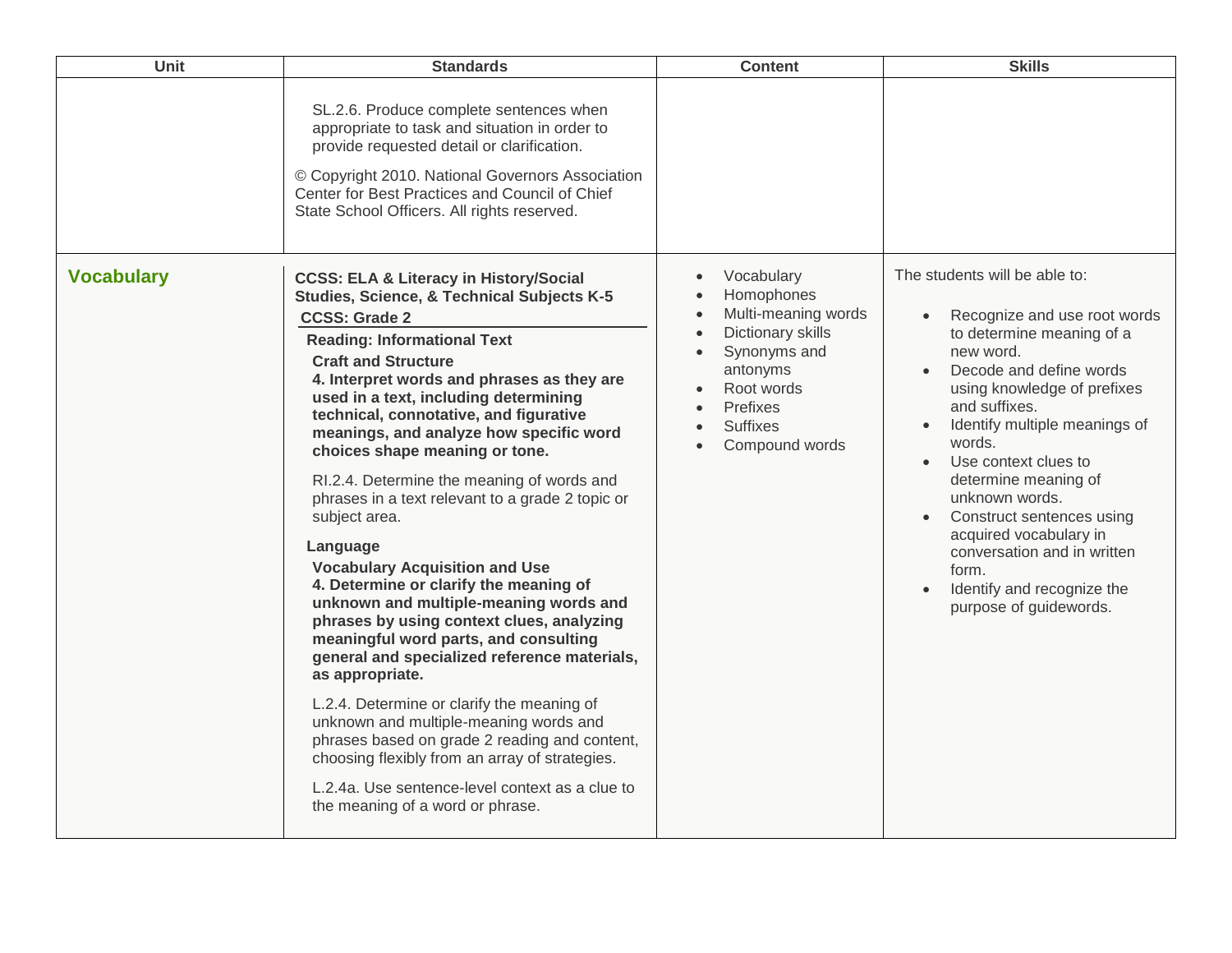| Unit | Standards | Content | Skills |
|---|---|---|---|
| | SL.2.6. Produce complete sentences when appropriate to task and situation in order to provide requested detail or clarification.<br><br>© Copyright 2010. National Governors Association Center for Best Practices and Council of Chief State School Officers. All rights reserved. | | |
| **Vocabulary** | **CCSS: ELA & Literacy in History/Social Studies, Science, & Technical Subjects K-5**<br>**CCSS: Grade 2**<br>**Reading: Informational Text**<br>**Craft and Structure**<br>**4. Interpret words and phrases as they are used in a text, including determining technical, connotative, and figurative meanings, and analyze how specific word choices shape meaning or tone.**<br><br>RI.2.4. Determine the meaning of words and phrases in a text relevant to a grade 2 topic or subject area.<br><br>**Language**<br>**Vocabulary Acquisition and Use**<br>**4. Determine or clarify the meaning of unknown and multiple-meaning words and phrases by using context clues, analyzing meaningful word parts, and consulting general and specialized reference materials, as appropriate.**<br><br>L.2.4. Determine or clarify the meaning of unknown and multiple-meaning words and phrases based on grade 2 reading and content, choosing flexibly from an array of strategies.<br><br>L.2.4a. Use sentence-level context as a clue to the meaning of a word or phrase. | • Vocabulary<br>• Homophones<br>• Multi-meaning words<br>• Dictionary skills<br>• Synonyms and antonyms<br>• Root words<br>• Prefixes<br>• Suffixes<br>• Compound words | The students will be able to:<br><br>• Recognize and use root words to determine meaning of a new word.<br>• Decode and define words using knowledge of prefixes and suffixes.<br>• Identify multiple meanings of words.<br>• Use context clues to determine meaning of unknown words.<br>• Construct sentences using acquired vocabulary in conversation and in written form.<br>• Identify and recognize the purpose of guidewords. |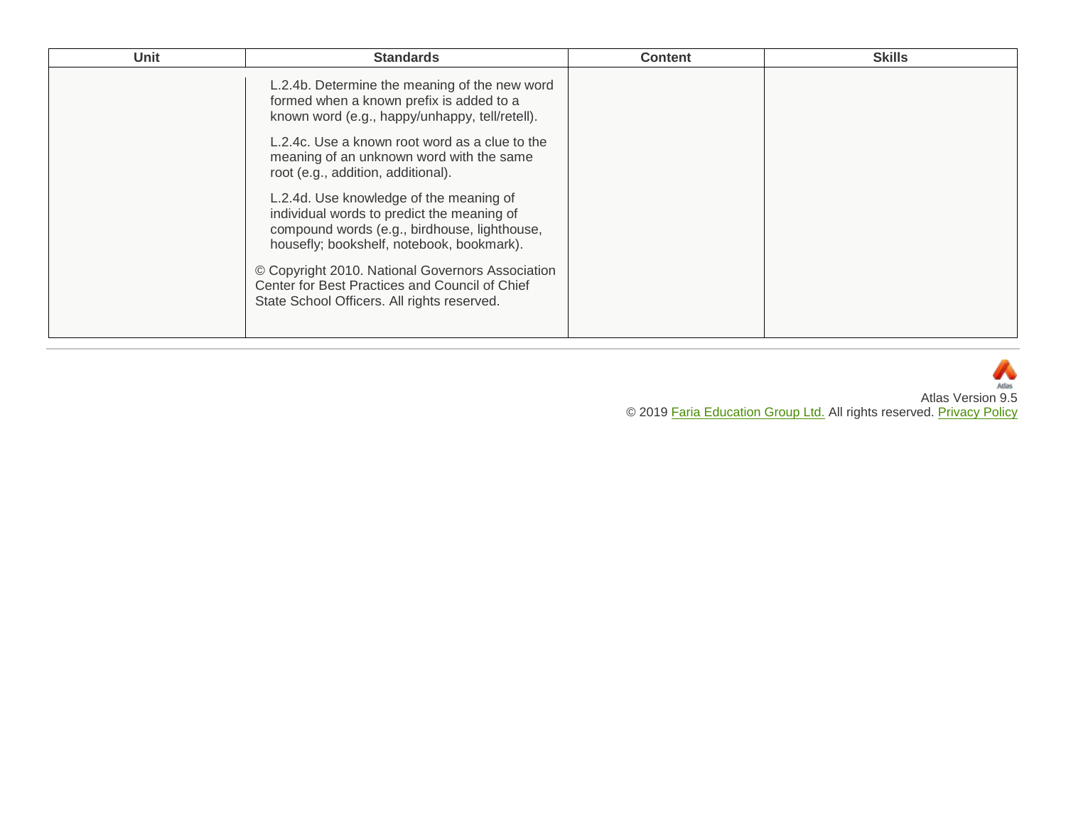| Unit | Standards | Content | Skills |
| --- | --- | --- | --- |
| | L.2.4b. Determine the meaning of the new word formed when a known prefix is added to a known word (e.g., happy/unhappy, tell/retell).<br><br>L.2.4c. Use a known root word as a clue to the meaning of an unknown word with the same root (e.g., addition, additional).<br><br>L.2.4d. Use knowledge of the meaning of individual words to predict the meaning of compound words (e.g., birdhouse, lighthouse, housefly; bookshelf, notebook, bookmark).<br><br>© Copyright 2010. National Governors Association Center for Best Practices and Council of Chief State School Officers. All rights reserved. | | |

Atlas Version 9.5

© 2019 Faria Education Group Ltd. All rights reserved. Privacy Policy